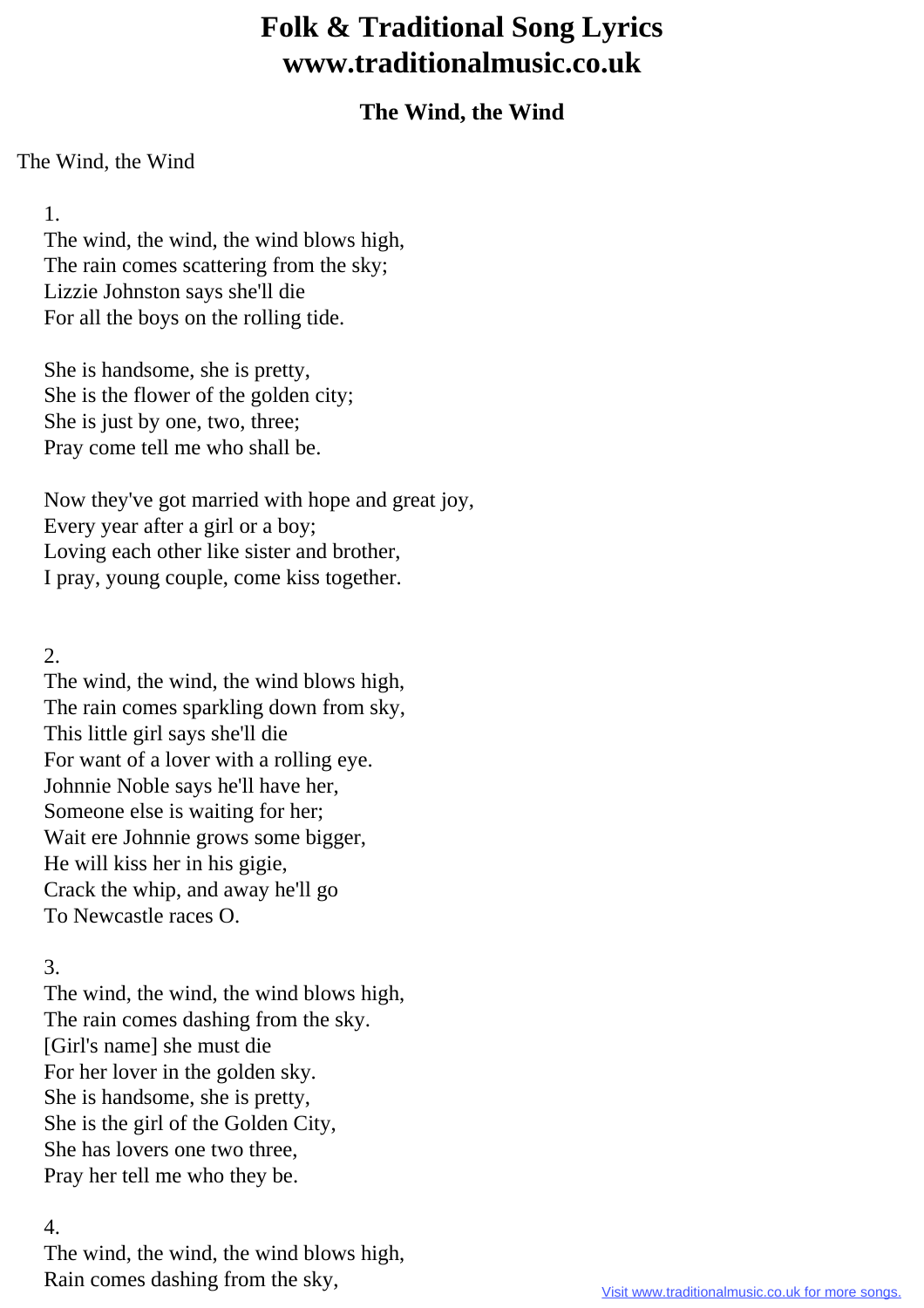# Folk & Traditional Song Lyrics
# www.traditionalmusic.co.uk

### The Wind, the Wind

The Wind, the Wind

1.
The wind, the wind, the wind blows high,
The rain comes scattering from the sky;
Lizzie Johnston says she'll die
For all the boys on the rolling tide.

She is handsome, she is pretty,
She is the flower of the golden city;
She is just by one, two, three;
Pray come tell me who shall be.

Now they've got married with hope and great joy,
Every year after a girl or a boy;
Loving each other like sister and brother,
I pray, young couple, come kiss together.

2.
The wind, the wind, the wind blows high,
The rain comes sparkling down from sky,
This little girl says she'll die
For want of a lover with a rolling eye.
Johnnie Noble says he'll have her,
Someone else is waiting for her;
Wait ere Johnnie grows some bigger,
He will kiss her in his gigie,
Crack the whip, and away he'll go
To Newcastle races O.

3.
The wind, the wind, the wind blows high,
The rain comes dashing from the sky.
[Girl's name] she must die
For her lover in the golden sky.
She is handsome, she is pretty,
She is the girl of the Golden City,
She has lovers one two three,
Pray her tell me who they be.

4.
The wind, the wind, the wind blows high,
Rain comes dashing from the sky,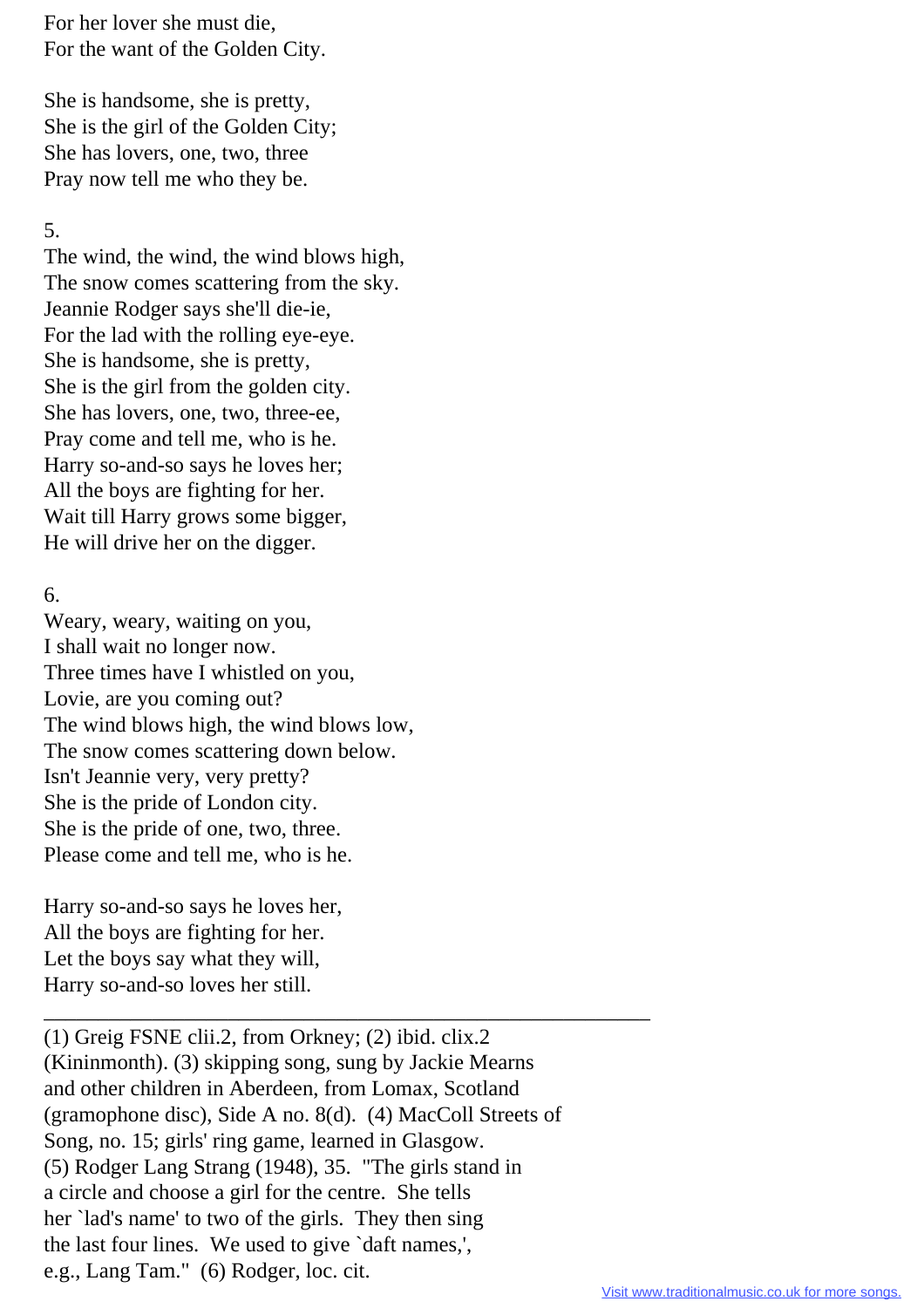For her lover she must die,
For the want of the Golden City.

She is handsome, she is pretty,
She is the girl of the Golden City;
She has lovers, one, two, three
Pray now tell me who they be.

5.
The wind, the wind, the wind blows high,
The snow comes scattering from the sky.
Jeannie Rodger says she'll die-ie,
For the lad with the rolling eye-eye.
She is handsome, she is pretty,
She is the girl from the golden city.
She has lovers, one, two, three-ee,
Pray come and tell me, who is he.
Harry so-and-so says he loves her;
All the boys are fighting for her.
Wait till Harry grows some bigger,
He will drive her on the digger.

6.
Weary, weary, waiting on you,
I shall wait no longer now.
Three times have I whistled on you,
Lovie, are you coming out?
The wind blows high, the wind blows low,
The snow comes scattering down below.
Isn't Jeannie very, very pretty?
She is the pride of London city.
She is the pride of one, two, three.
Please come and tell me, who is he.

Harry so-and-so says he loves her,
All the boys are fighting for her.
Let the boys say what they will,
Harry so-and-so loves her still.

---

(1) Greig FSNE clii.2, from Orkney; (2) ibid. clix.2 (Kininmonth). (3) skipping song, sung by Jackie Mearns and other children in Aberdeen, from Lomax, Scotland (gramophone disc), Side A no. 8(d). (4) MacColl Streets of Song, no. 15; girls' ring game, learned in Glasgow. (5) Rodger Lang Strang (1948), 35. "The girls stand in a circle and choose a girl for the centre. She tells her `lad's name' to two of the girls. They then sing the last four lines. We used to give `daft names,', e.g., Lang Tam." (6) Rodger, loc. cit.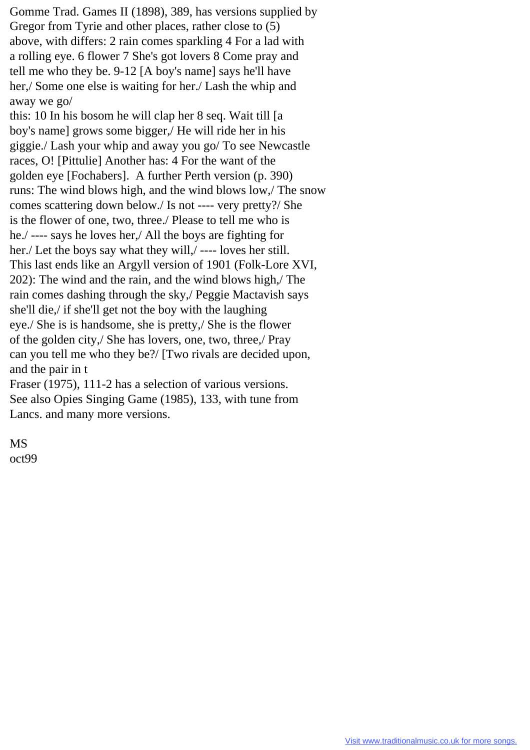Gomme Trad. Games II (1898), 389, has versions supplied by Gregor from Tyrie and other places, rather close to (5) above, with differs: 2 rain comes sparkling 4 For a lad with a rolling eye. 6 flower 7 She's got lovers 8 Come pray and tell me who they be. 9-12 [A boy's name] says he'll have her,/ Some one else is waiting for her./ Lash the whip and away we go/

this: 10 In his bosom he will clap her 8 seq. Wait till [a boy's name] grows some bigger,/ He will ride her in his giggie./ Lash your whip and away you go/ To see Newcastle races, O! [Pittulie] Another has: 4 For the want of the golden eye [Fochabers]. A further Perth version (p. 390) runs: The wind blows high, and the wind blows low,/ The snow comes scattering down below./ Is not ---- very pretty?/ She is the flower of one, two, three./ Please to tell me who is he./ ---- says he loves her,/ All the boys are fighting for her./ Let the boys say what they will,/ ---- loves her still. This last ends like an Argyll version of 1901 (Folk-Lore XVI, 202): The wind and the rain, and the wind blows high,/ The rain comes dashing through the sky,/ Peggie Mactavish says she'll die,/ if she'll get not the boy with the laughing eye./ She is is handsome, she is pretty,/ She is the flower of the golden city,/ She has lovers, one, two, three,/ Pray can you tell me who they be?/ [Two rivals are decided upon, and the pair in t

Fraser (1975), 111-2 has a selection of various versions. See also Opies Singing Game (1985), 133, with tune from Lancs. and many more versions.

MS
oct99